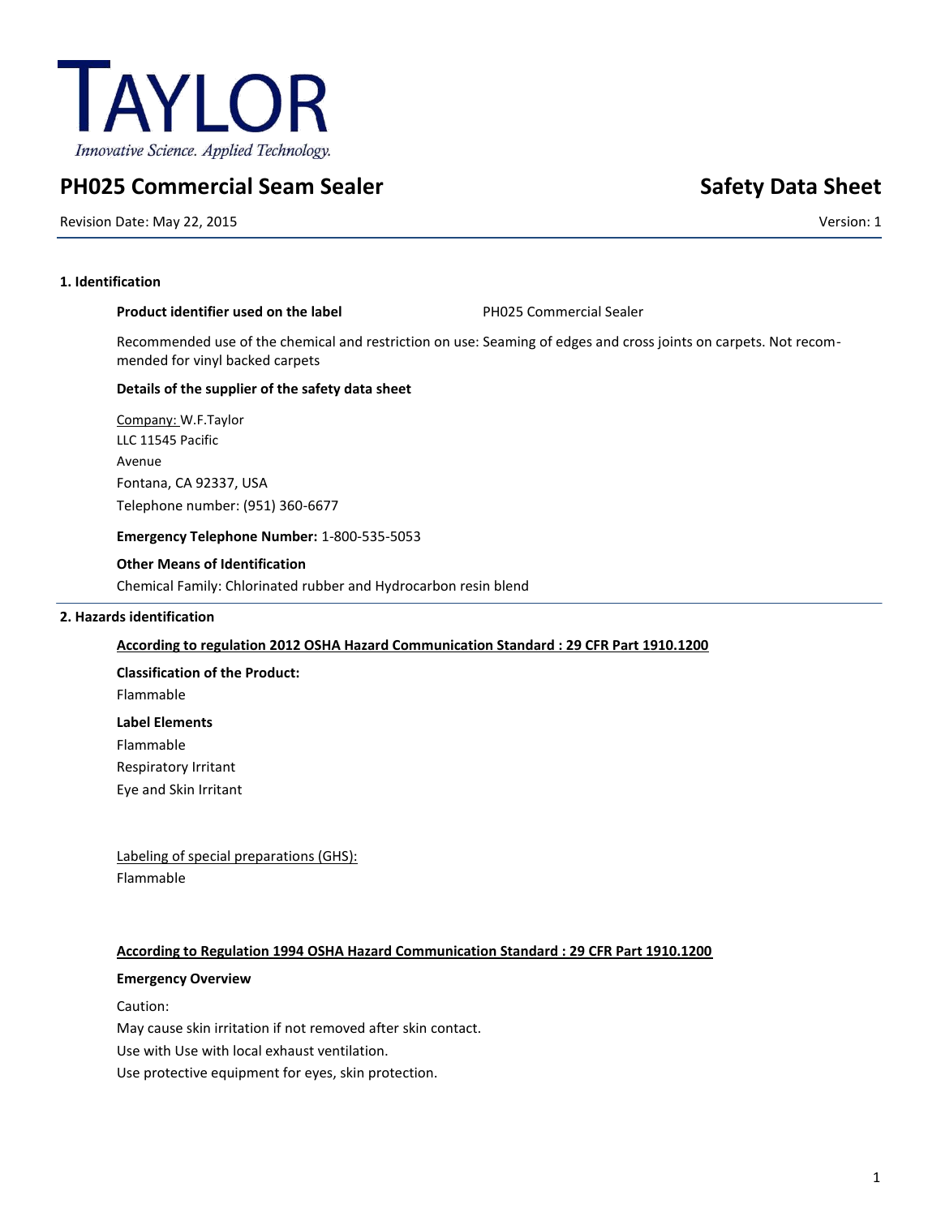TAYLOR

*Innovative Science. Applied Technology.*

# PH025 Commercial Seam Sealer

**Safety Data Sheet**

Revision Date: May 22, 2015

Version: 1

## 1. Identification

**Product identifier used on the label** PH025 Commercial Sealer

Recommended use of the chemical and restriction on use: Seaming of edges and cross joints on carpets. Not recommended for vinyl backed carpets

**Details of the supplier of the safety data sheet**

Company: W.F.Taylor
LLC 11545 Pacific
Avenue
Fontana, CA 92337, USA
Telephone number: (951) 360-6677

**Emergency Telephone Number:** 1-800-535-5053

**Other Means of Identification**

Chemical Family: Chlorinated rubber and Hydrocarbon resin blend

## 2. Hazards identification

**According to regulation 2012 OSHA Hazard Communication Standard : 29 CFR Part 1910.1200**

**Classification of the Product:**

Flammable

**Label Elements**

Flammable
Respiratory Irritant
Eye and Skin Irritant

Labeling of special preparations (GHS):

Flammable

**According to Regulation 1994 OSHA Hazard Communication Standard : 29 CFR Part 1910.1200**

**Emergency Overview**

Caution:
May cause skin irritation if not removed after skin contact.
Use with Use with local exhaust ventilation.
Use protective equipment for eyes, skin protection.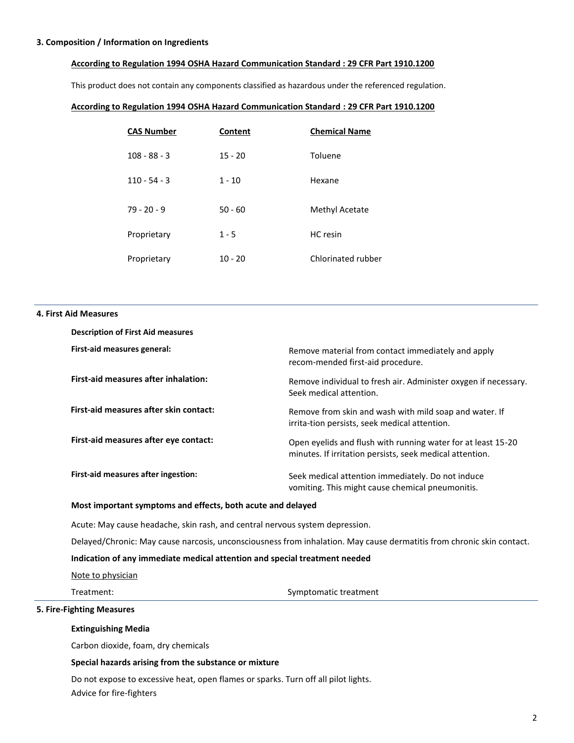## 3. Composition / Information on Ingredients

**According to Regulation 1994 OSHA Hazard Communication Standard : 29 CFR Part 1910.1200**

This product does not contain any components classified as hazardous under the referenced regulation.

**According to Regulation 1994 OSHA Hazard Communication Standard : 29 CFR Part 1910.1200**

| CAS Number | Content | Chemical Name |
|---|---|---|
| 108 - 88 - 3 | 15 - 20 | Toluene |
| 110 - 54 - 3 | 1 - 10 | Hexane |
| 79 - 20 - 9 | 50 - 60 | Methyl Acetate |
| Proprietary | 1 - 5 | HC resin |
| Proprietary | 10 - 20 | Chlorinated rubber |

## 4. First Aid Measures

**Description of First Aid measures**

| | |
|---|---|
| **First-aid measures general:** | Remove material from contact immediately and apply recom-mended first-aid procedure. |
| **First-aid measures after inhalation:** | Remove individual to fresh air. Administer oxygen if necessary. Seek medical attention. |
| **First-aid measures after skin contact:** | Remove from skin and wash with mild soap and water. If irrita-tion persists, seek medical attention. |
| **First-aid measures after eye contact:** | Open eyelids and flush with running water for at least 15-20 minutes. If irritation persists, seek medical attention. |
| **First-aid measures after ingestion:** | Seek medical attention immediately. Do not induce vomiting. This might cause chemical pneumonitis. |

**Most important symptoms and effects, both acute and delayed**

Acute: May cause headache, skin rash, and central nervous system depression.

Delayed/Chronic: May cause narcosis, unconsciousness from inhalation. May cause dermatitis from chronic skin contact.

**Indication of any immediate medical attention and special treatment needed**

Note to physician

Treatment: Symptomatic treatment

## 5. Fire-Fighting Measures

**Extinguishing Media**

Carbon dioxide, foam, dry chemicals

**Special hazards arising from the substance or mixture**

Do not expose to excessive heat, open flames or sparks. Turn off all pilot lights.

Advice for fire-fighters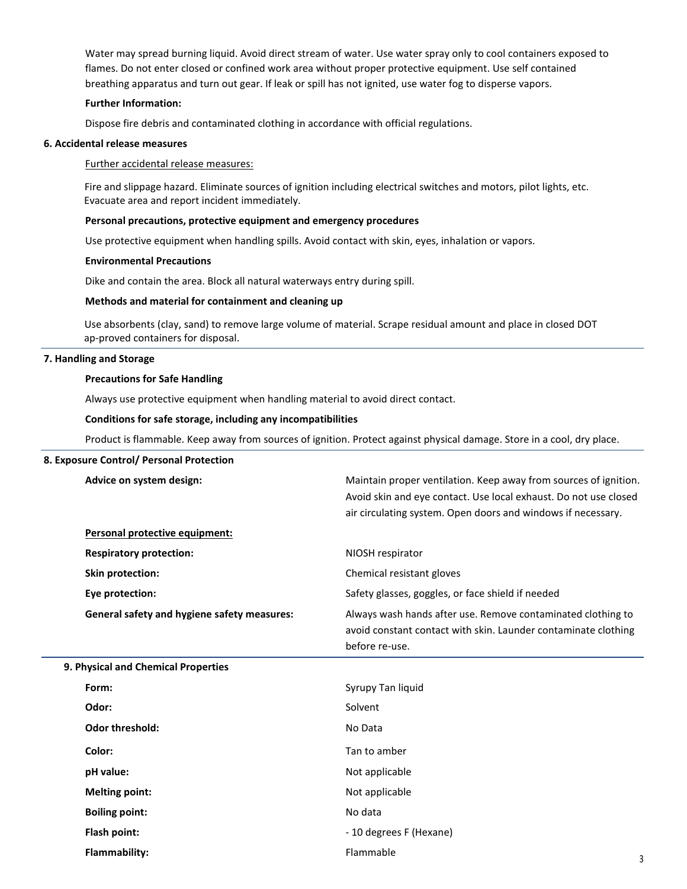Water may spread burning liquid. Avoid direct stream of water. Use water spray only to cool containers exposed to flames. Do not enter closed or confined work area without proper protective equipment. Use self contained breathing apparatus and turn out gear. If leak or spill has not ignited, use water fog to disperse vapors.

**Further Information:**

Dispose fire debris and contaminated clothing in accordance with official regulations.

## 6. Accidental release measures

Further accidental release measures:

Fire and slippage hazard. Eliminate sources of ignition including electrical switches and motors, pilot lights, etc. Evacuate area and report incident immediately.

**Personal precautions, protective equipment and emergency procedures**

Use protective equipment when handling spills. Avoid contact with skin, eyes, inhalation or vapors.

**Environmental Precautions**

Dike and contain the area. Block all natural waterways entry during spill.

**Methods and material for containment and cleaning up**

Use absorbents (clay, sand) to remove large volume of material. Scrape residual amount and place in closed DOT ap-proved containers for disposal.

## 7. Handling and Storage

**Precautions for Safe Handling**

Always use protective equipment when handling material to avoid direct contact.

**Conditions for safe storage, including any incompatibilities**

Product is flammable. Keep away from sources of ignition. Protect against physical damage. Store in a cool, dry place.

## 8. Exposure Control/ Personal Protection

| | |
|---|---|
| **Advice on system design:** | Maintain proper ventilation. Keep away from sources of ignition. Avoid skin and eye contact. Use local exhaust. Do not use closed air circulating system. Open doors and windows if necessary. |
| **Personal protective equipment:** | |
| **Respiratory protection:** | NIOSH respirator |
| **Skin protection:** | Chemical resistant gloves |
| **Eye protection:** | Safety glasses, goggles, or face shield if needed |
| **General safety and hygiene safety measures:** | Always wash hands after use. Remove contaminated clothing to avoid constant contact with skin. Launder contaminate clothing before re-use. |

## 9. Physical and Chemical Properties

| | |
|---|---|
| **Form:** | Syrupy Tan liquid |
| **Odor:** | Solvent |
| **Odor threshold:** | No Data |
| **Color:** | Tan to amber |
| **pH value:** | Not applicable |
| **Melting point:** | Not applicable |
| **Boiling point:** | No data |
| **Flash point:** | - 10 degrees F (Hexane) |
| **Flammability:** | Flammable |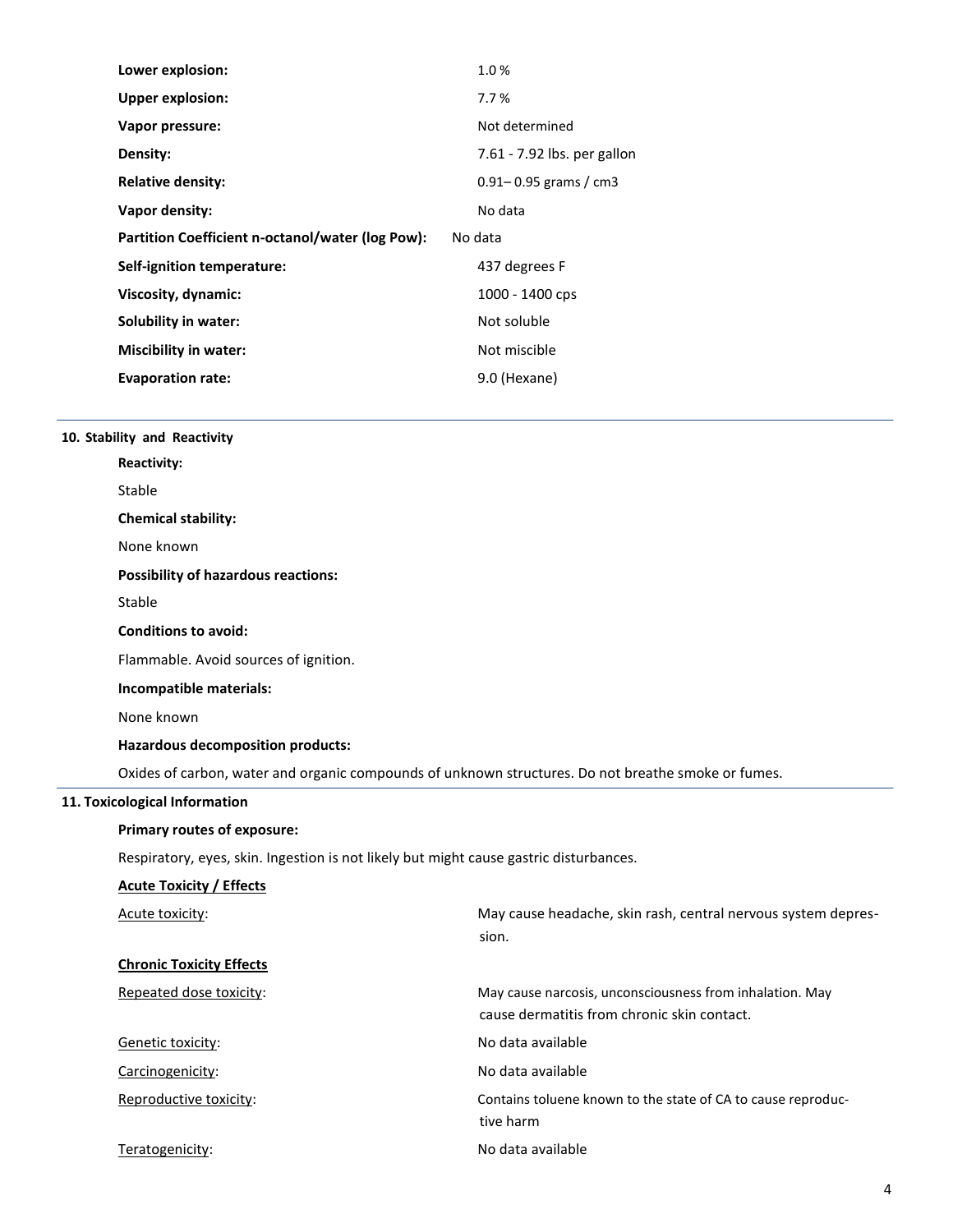| | |
|---|---|
| **Lower explosion:** | 1.0 % |
| **Upper explosion:** | 7.7 % |
| **Vapor pressure:** | Not determined |
| **Density:** | 7.61 - 7.92 lbs. per gallon |
| **Relative density:** | 0.91– 0.95 grams / cm3 |
| **Vapor density:** | No data |
| **Partition Coefficient n-octanol/water (log Pow):** | No data |
| **Self-ignition temperature:** | 437 degrees F |
| **Viscosity, dynamic:** | 1000 - 1400 cps |
| **Solubility in water:** | Not soluble |
| **Miscibility in water:** | Not miscible |
| **Evaporation rate:** | 9.0 (Hexane) |

## 10. Stability and Reactivity

**Reactivity:**

Stable

**Chemical stability:**

None known

**Possibility of hazardous reactions:**

Stable

**Conditions to avoid:**

Flammable. Avoid sources of ignition.

**Incompatible materials:**

None known

**Hazardous decomposition products:**

Oxides of carbon, water and organic compounds of unknown structures. Do not breathe smoke or fumes.

## 11. Toxicological Information

**Primary routes of exposure:**

Respiratory, eyes, skin. Ingestion is not likely but might cause gastric disturbances.

**Acute Toxicity / Effects**

| | |
|---|---|
| Acute toxicity: | May cause headache, skin rash, central nervous system depression. |

**Chronic Toxicity Effects**

| | |
|---|---|
| Repeated dose toxicity: | May cause narcosis, unconsciousness from inhalation. May cause dermatitis from chronic skin contact. |
| Genetic toxicity: | No data available |
| Carcinogenicity: | No data available |
| Reproductive toxicity: | Contains toluene known to the state of CA to cause reproductive harm |
| Teratogenicity: | No data available |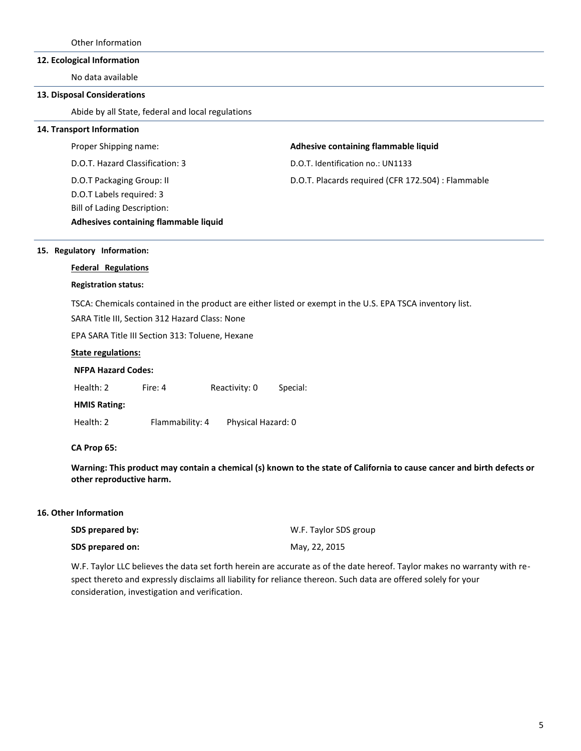Other Information

## 12. Ecological Information

No data available

## 13. Disposal Considerations

Abide by all State, federal and local regulations

## 14. Transport Information

Proper Shipping name: **Adhesive containing flammable liquid**

D.O.T. Hazard Classification: 3

D.O.T. Identification no.: UN1133

D.O.T Packaging Group: II

D.O.T. Placards required (CFR 172.504) : Flammable

D.O.T Labels required: 3

Bill of Lading Description:

**Adhesives containing flammable liquid**

## 15. Regulatory Information:

**Federal Regulations**

**Registration status:**

TSCA: Chemicals contained in the product are either listed or exempt in the U.S. EPA TSCA inventory list.

SARA Title III, Section 312 Hazard Class: None

EPA SARA Title III Section 313: Toluene, Hexane

**State regulations:**

**NFPA Hazard Codes:**

| | | | |
|---|---|---|---|
| Health: 2 | Fire: 4 | Reactivity: 0 | Special: |

**HMIS Rating:**

| | | |
|---|---|---|
| Health: 2 | Flammability: 4 | Physical Hazard: 0 |

**CA Prop 65:**

**Warning: This product may contain a chemical (s) known to the state of California to cause cancer and birth defects or other reproductive harm.**

## 16. Other Information

**SDS prepared by:** W.F. Taylor SDS group

**SDS prepared on:** May, 22, 2015

W.F. Taylor LLC believes the data set forth herein are accurate as of the date hereof. Taylor makes no warranty with respect thereto and expressly disclaims all liability for reliance thereon. Such data are offered solely for your consideration, investigation and verification.